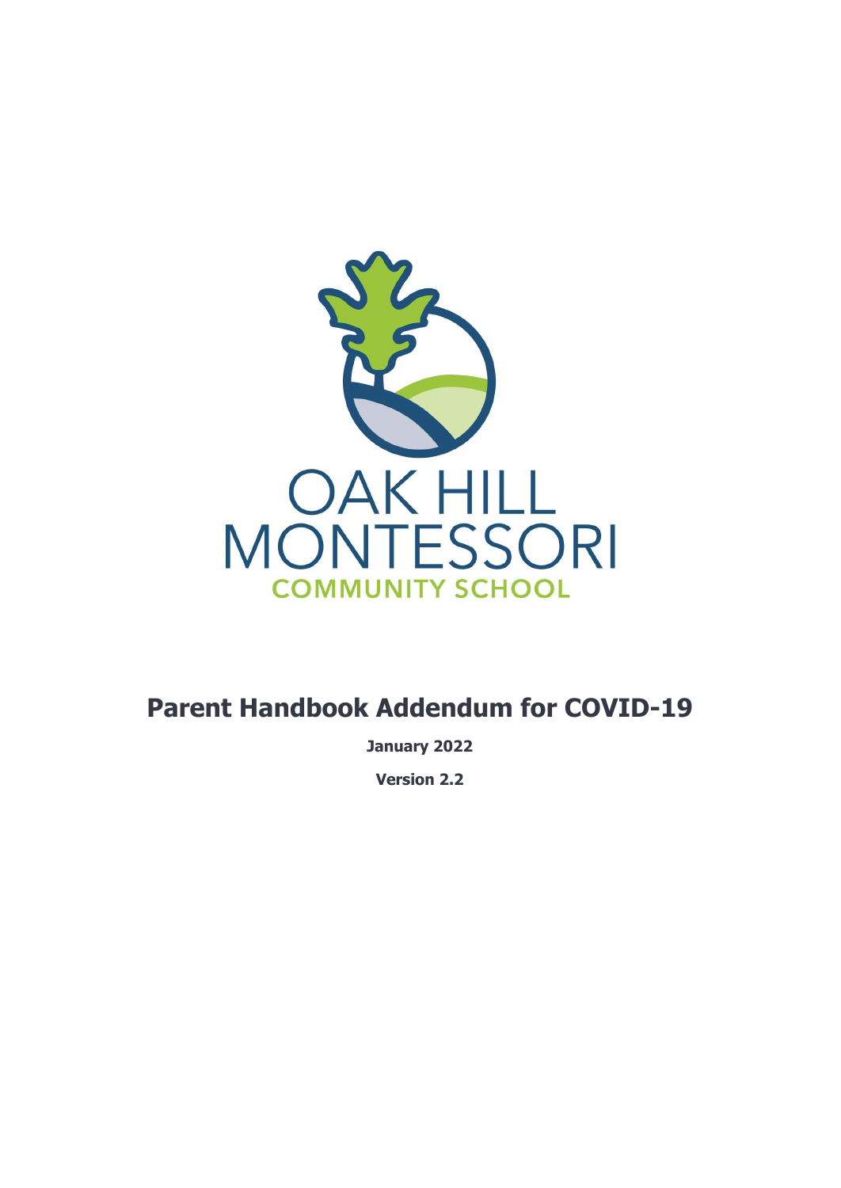OAK HILL MONTESSORI

COMMUNITY SCHOOL

# Parent Handbook Addendum for COVID-19

**January 2022**

**Version 2.2**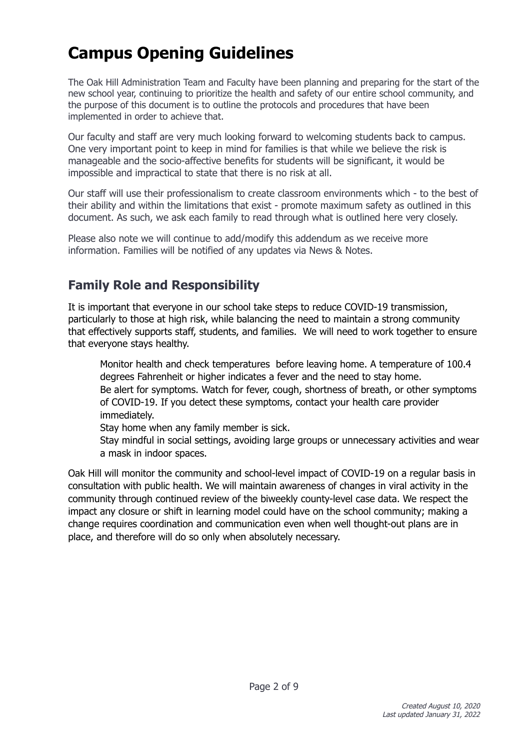# Campus Opening Guidelines

The Oak Hill Administration Team and Faculty have been planning and preparing for the start of the new school year, continuing to prioritize the health and safety of our entire school community, and the purpose of this document is to outline the protocols and procedures that have been implemented in order to achieve that.

Our faculty and staff are very much looking forward to welcoming students back to campus. One very important point to keep in mind for families is that while we believe the risk is manageable and the socio-affective benefits for students will be significant, it would be impossible and impractical to state that there is no risk at all.

Our staff will use their professionalism to create classroom environments which - to the best of their ability and within the limitations that exist - promote maximum safety as outlined in this document. As such, we ask each family to read through what is outlined here very closely.

Please also note we will continue to add/modify this addendum as we receive more information. Families will be notified of any updates via News & Notes.

## Family Role and Responsibility

It is important that everyone in our school take steps to reduce COVID-19 transmission, particularly to those at high risk, while balancing the need to maintain a strong community that effectively supports staff, students, and families. We will need to work together to ensure that everyone stays healthy.

- Monitor health and check temperatures before leaving home. A temperature of 100.4 degrees Fahrenheit or higher indicates a fever and the need to stay home.
- Be alert for symptoms. Watch for fever, cough, shortness of breath, or other symptoms of COVID-19. If you detect these symptoms, contact your health care provider immediately.
- Stay home when any family member is sick.
- Stay mindful in social settings, avoiding large groups or unnecessary activities and wear a mask in indoor spaces.

Oak Hill will monitor the community and school-level impact of COVID-19 on a regular basis in consultation with public health. We will maintain awareness of changes in viral activity in the community through continued review of the biweekly county-level case data. We respect the impact any closure or shift in learning model could have on the school community; making a change requires coordination and communication even when well thought-out plans are in place, and therefore will do so only when absolutely necessary.

*Created August 10, 2020*
*Last updated January 31, 2022*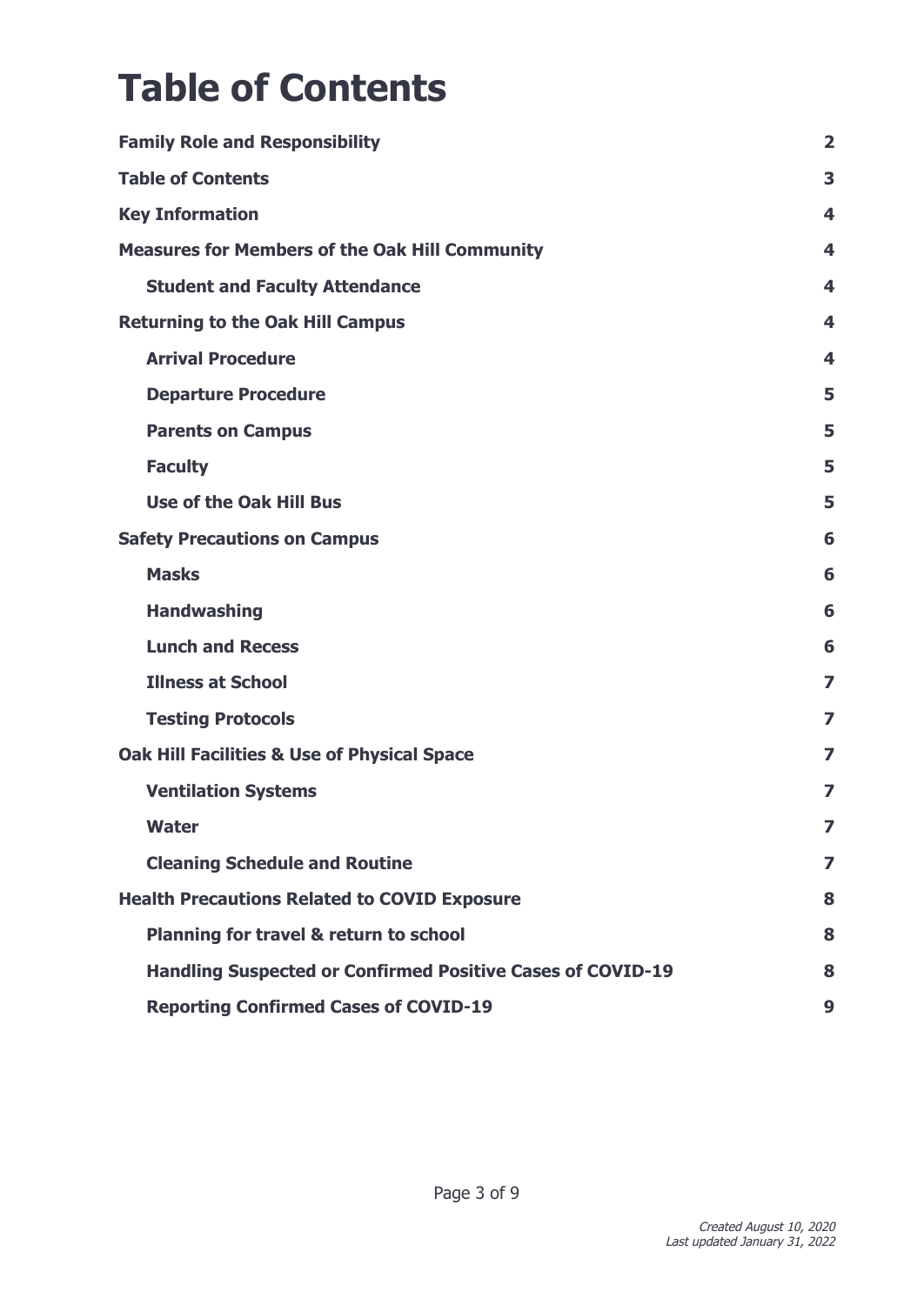# Table of Contents

| | |
|---|---|
| **Family Role and Responsibility** | **2** |
| **Table of Contents** | **3** |
| **Key Information** | **4** |
| **Measures for Members of the Oak Hill Community** | **4** |
| &nbsp;&nbsp;&nbsp;&nbsp;**Student and Faculty Attendance** | **4** |
| **Returning to the Oak Hill Campus** | **4** |
| &nbsp;&nbsp;&nbsp;&nbsp;**Arrival Procedure** | **4** |
| &nbsp;&nbsp;&nbsp;&nbsp;**Departure Procedure** | **5** |
| &nbsp;&nbsp;&nbsp;&nbsp;**Parents on Campus** | **5** |
| &nbsp;&nbsp;&nbsp;&nbsp;**Faculty** | **5** |
| &nbsp;&nbsp;&nbsp;&nbsp;**Use of the Oak Hill Bus** | **5** |
| **Safety Precautions on Campus** | **6** |
| &nbsp;&nbsp;&nbsp;&nbsp;**Masks** | **6** |
| &nbsp;&nbsp;&nbsp;&nbsp;**Handwashing** | **6** |
| &nbsp;&nbsp;&nbsp;&nbsp;**Lunch and Recess** | **6** |
| &nbsp;&nbsp;&nbsp;&nbsp;**Illness at School** | **7** |
| &nbsp;&nbsp;&nbsp;&nbsp;**Testing Protocols** | **7** |
| **Oak Hill Facilities & Use of Physical Space** | **7** |
| &nbsp;&nbsp;&nbsp;&nbsp;**Ventilation Systems** | **7** |
| &nbsp;&nbsp;&nbsp;&nbsp;**Water** | **7** |
| &nbsp;&nbsp;&nbsp;&nbsp;**Cleaning Schedule and Routine** | **7** |
| **Health Precautions Related to COVID Exposure** | **8** |
| &nbsp;&nbsp;&nbsp;&nbsp;**Planning for travel & return to school** | **8** |
| &nbsp;&nbsp;&nbsp;&nbsp;**Handling Suspected or Confirmed Positive Cases of COVID-19** | **8** |
| &nbsp;&nbsp;&nbsp;&nbsp;**Reporting Confirmed Cases of COVID-19** | **9** |

*Created August 10, 2020*
*Last updated January 31, 2022*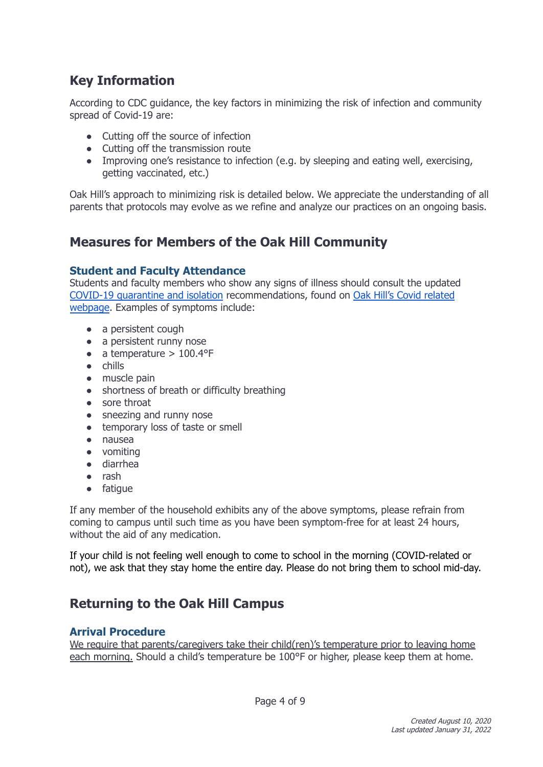## Key Information

According to CDC guidance, the key factors in minimizing the risk of infection and community spread of Covid-19 are:

- Cutting off the source of infection
- Cutting off the transmission route
- Improving one's resistance to infection (e.g. by sleeping and eating well, exercising, getting vaccinated, etc.)

Oak Hill's approach to minimizing risk is detailed below. We appreciate the understanding of all parents that protocols may evolve as we refine and analyze our practices on an ongoing basis.

## Measures for Members of the Oak Hill Community

### Student and Faculty Attendance

Students and faculty members who show any signs of illness should consult the updated COVID-19 quarantine and isolation recommendations, found on Oak Hill's Covid related webpage. Examples of symptoms include:

- a persistent cough
- a persistent runny nose
- a temperature > 100.4°F
- chills
- muscle pain
- shortness of breath or difficulty breathing
- sore throat
- sneezing and runny nose
- temporary loss of taste or smell
- nausea
- vomiting
- diarrhea
- rash
- fatigue

If any member of the household exhibits any of the above symptoms, please refrain from coming to campus until such time as you have been symptom-free for at least 24 hours, without the aid of any medication.

If your child is not feeling well enough to come to school in the morning (COVID-related or not), we ask that they stay home the entire day. Please do not bring them to school mid-day.

## Returning to the Oak Hill Campus

### Arrival Procedure

We require that parents/caregivers take their child(ren)'s temperature prior to leaving home each morning. Should a child's temperature be 100°F or higher, please keep them at home.

*Created August 10, 2020*
*Last updated January 31, 2022*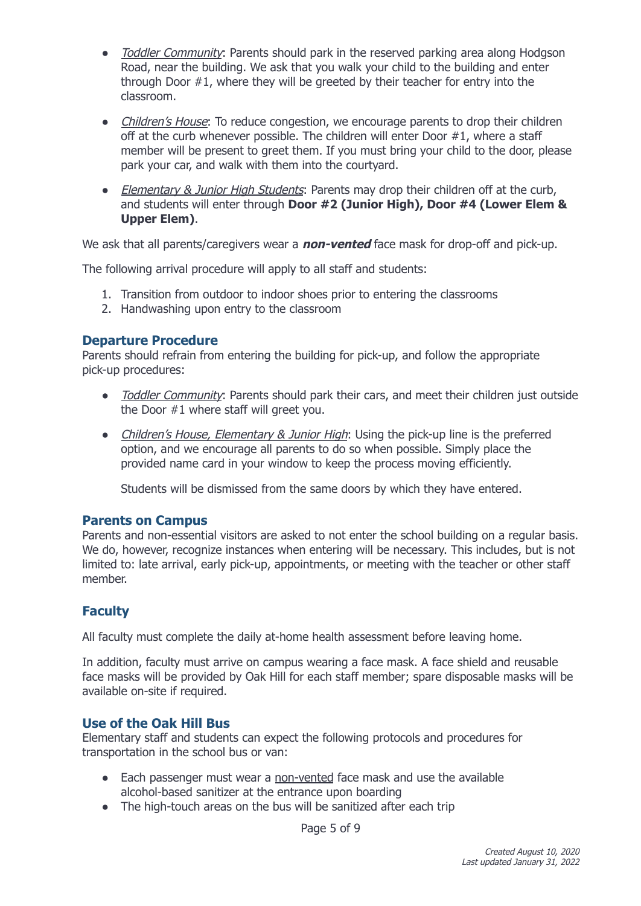- *Toddler Community*: Parents should park in the reserved parking area along Hodgson Road, near the building. We ask that you walk your child to the building and enter through Door #1, where they will be greeted by their teacher for entry into the classroom.

- *Children's House*: To reduce congestion, we encourage parents to drop their children off at the curb whenever possible. The children will enter Door #1, where a staff member will be present to greet them. If you must bring your child to the door, please park your car, and walk with them into the courtyard.

- *Elementary & Junior High Students*: Parents may drop their children off at the curb, and students will enter through **Door #2 (Junior High), Door #4 (Lower Elem & Upper Elem)**.

We ask that all parents/caregivers wear a ***non-vented*** face mask for drop-off and pick-up.

The following arrival procedure will apply to all staff and students:

1. Transition from outdoor to indoor shoes prior to entering the classrooms
2. Handwashing upon entry to the classroom

### Departure Procedure

Parents should refrain from entering the building for pick-up, and follow the appropriate pick-up procedures:

- *Toddler Community*: Parents should park their cars, and meet their children just outside the Door #1 where staff will greet you.

- *Children's House, Elementary & Junior High*: Using the pick-up line is the preferred option, and we encourage all parents to do so when possible. Simply place the provided name card in your window to keep the process moving efficiently.

  Students will be dismissed from the same doors by which they have entered.

### Parents on Campus

Parents and non-essential visitors are asked to not enter the school building on a regular basis. We do, however, recognize instances when entering will be necessary. This includes, but is not limited to: late arrival, early pick-up, appointments, or meeting with the teacher or other staff member.

### Faculty

All faculty must complete the daily at-home health assessment before leaving home.

In addition, faculty must arrive on campus wearing a face mask. A face shield and reusable face masks will be provided by Oak Hill for each staff member; spare disposable masks will be available on-site if required.

### Use of the Oak Hill Bus

Elementary staff and students can expect the following protocols and procedures for transportation in the school bus or van:

- Each passenger must wear a non-vented face mask and use the available alcohol-based sanitizer at the entrance upon boarding
- The high-touch areas on the bus will be sanitized after each trip

*Created August 10, 2020*
*Last updated January 31, 2022*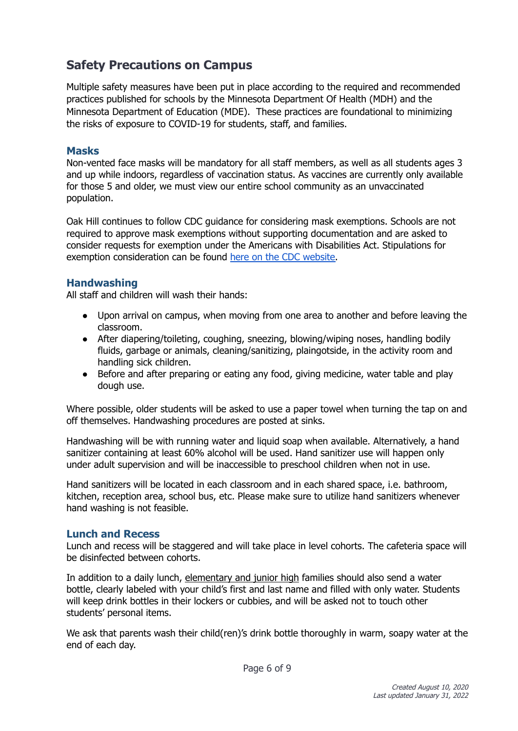## Safety Precautions on Campus

Multiple safety measures have been put in place according to the required and recommended practices published for schools by the Minnesota Department Of Health (MDH) and the Minnesota Department of Education (MDE). These practices are foundational to minimizing the risks of exposure to COVID-19 for students, staff, and families.

### Masks

Non-vented face masks will be mandatory for all staff members, as well as all students ages 3 and up while indoors, regardless of vaccination status. As vaccines are currently only available for those 5 and older, we must view our entire school community as an unvaccinated population.

Oak Hill continues to follow CDC guidance for considering mask exemptions. Schools are not required to approve mask exemptions without supporting documentation and are asked to consider requests for exemption under the Americans with Disabilities Act. Stipulations for exemption consideration can be found [here on the CDC website](here on the CDC website).

### Handwashing

All staff and children will wash their hands:

- Upon arrival on campus, when moving from one area to another and before leaving the classroom.
- After diapering/toileting, coughing, sneezing, blowing/wiping noses, handling bodily fluids, garbage or animals, cleaning/sanitizing, plaingotside, in the activity room and handling sick children.
- Before and after preparing or eating any food, giving medicine, water table and play dough use.

Where possible, older students will be asked to use a paper towel when turning the tap on and off themselves. Handwashing procedures are posted at sinks.

Handwashing will be with running water and liquid soap when available. Alternatively, a hand sanitizer containing at least 60% alcohol will be used. Hand sanitizer use will happen only under adult supervision and will be inaccessible to preschool children when not in use.

Hand sanitizers will be located in each classroom and in each shared space, i.e. bathroom, kitchen, reception area, school bus, etc. Please make sure to utilize hand sanitizers whenever hand washing is not feasible.

### Lunch and Recess

Lunch and recess will be staggered and will take place in level cohorts. The cafeteria space will be disinfected between cohorts.

In addition to a daily lunch, elementary and junior high families should also send a water bottle, clearly labeled with your child's first and last name and filled with only water. Students will keep drink bottles in their lockers or cubbies, and will be asked not to touch other students' personal items.

We ask that parents wash their child(ren)'s drink bottle thoroughly in warm, soapy water at the end of each day.

*Created August 10, 2020*
*Last updated January 31, 2022*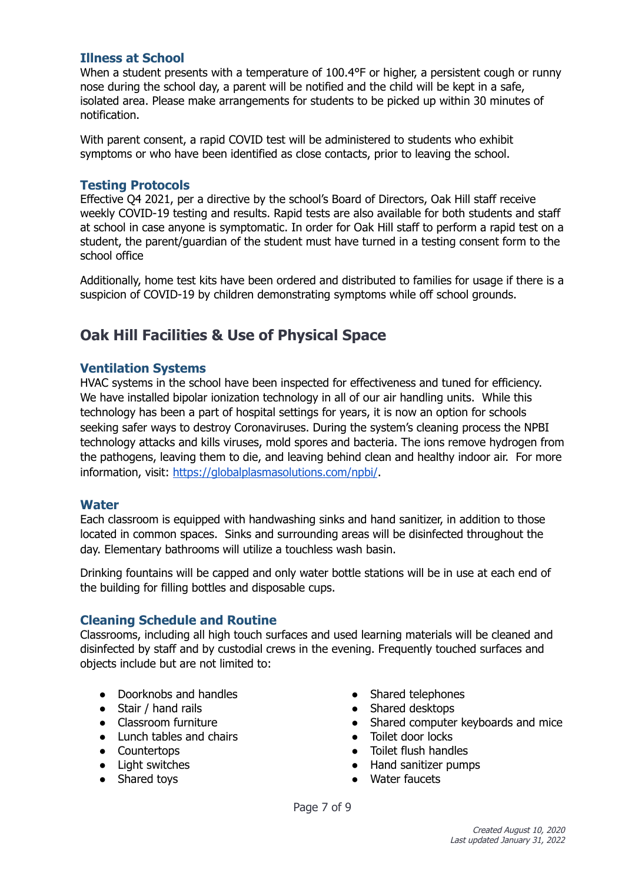### Illness at School

When a student presents with a temperature of 100.4°F or higher, a persistent cough or runny nose during the school day, a parent will be notified and the child will be kept in a safe, isolated area. Please make arrangements for students to be picked up within 30 minutes of notification.

With parent consent, a rapid COVID test will be administered to students who exhibit symptoms or who have been identified as close contacts, prior to leaving the school.

### Testing Protocols

Effective Q4 2021, per a directive by the school's Board of Directors, Oak Hill staff receive weekly COVID-19 testing and results. Rapid tests are also available for both students and staff at school in case anyone is symptomatic. In order for Oak Hill staff to perform a rapid test on a student, the parent/guardian of the student must have turned in a testing consent form to the school office

Additionally, home test kits have been ordered and distributed to families for usage if there is a suspicion of COVID-19 by children demonstrating symptoms while off school grounds.

## Oak Hill Facilities & Use of Physical Space

### Ventilation Systems

HVAC systems in the school have been inspected for effectiveness and tuned for efficiency. We have installed bipolar ionization technology in all of our air handling units. While this technology has been a part of hospital settings for years, it is now an option for schools seeking safer ways to destroy Coronaviruses. During the system's cleaning process the NPBI technology attacks and kills viruses, mold spores and bacteria. The ions remove hydrogen from the pathogens, leaving them to die, and leaving behind clean and healthy indoor air. For more information, visit: [https://globalplasmasolutions.com/npbi/](https://globalplasmasolutions.com/npbi/).

### Water

Each classroom is equipped with handwashing sinks and hand sanitizer, in addition to those located in common spaces. Sinks and surrounding areas will be disinfected throughout the day. Elementary bathrooms will utilize a touchless wash basin.

Drinking fountains will be capped and only water bottle stations will be in use at each end of the building for filling bottles and disposable cups.

### Cleaning Schedule and Routine

Classrooms, including all high touch surfaces and used learning materials will be cleaned and disinfected by staff and by custodial crews in the evening. Frequently touched surfaces and objects include but are not limited to:

- Doorknobs and handles
- Stair / hand rails
- Classroom furniture
- Lunch tables and chairs
- Countertops
- Light switches
- Shared toys
- Shared telephones
- Shared desktops
- Shared computer keyboards and mice
- Toilet door locks
- Toilet flush handles
- Hand sanitizer pumps
- Water faucets

*Created August 10, 2020*
*Last updated January 31, 2022*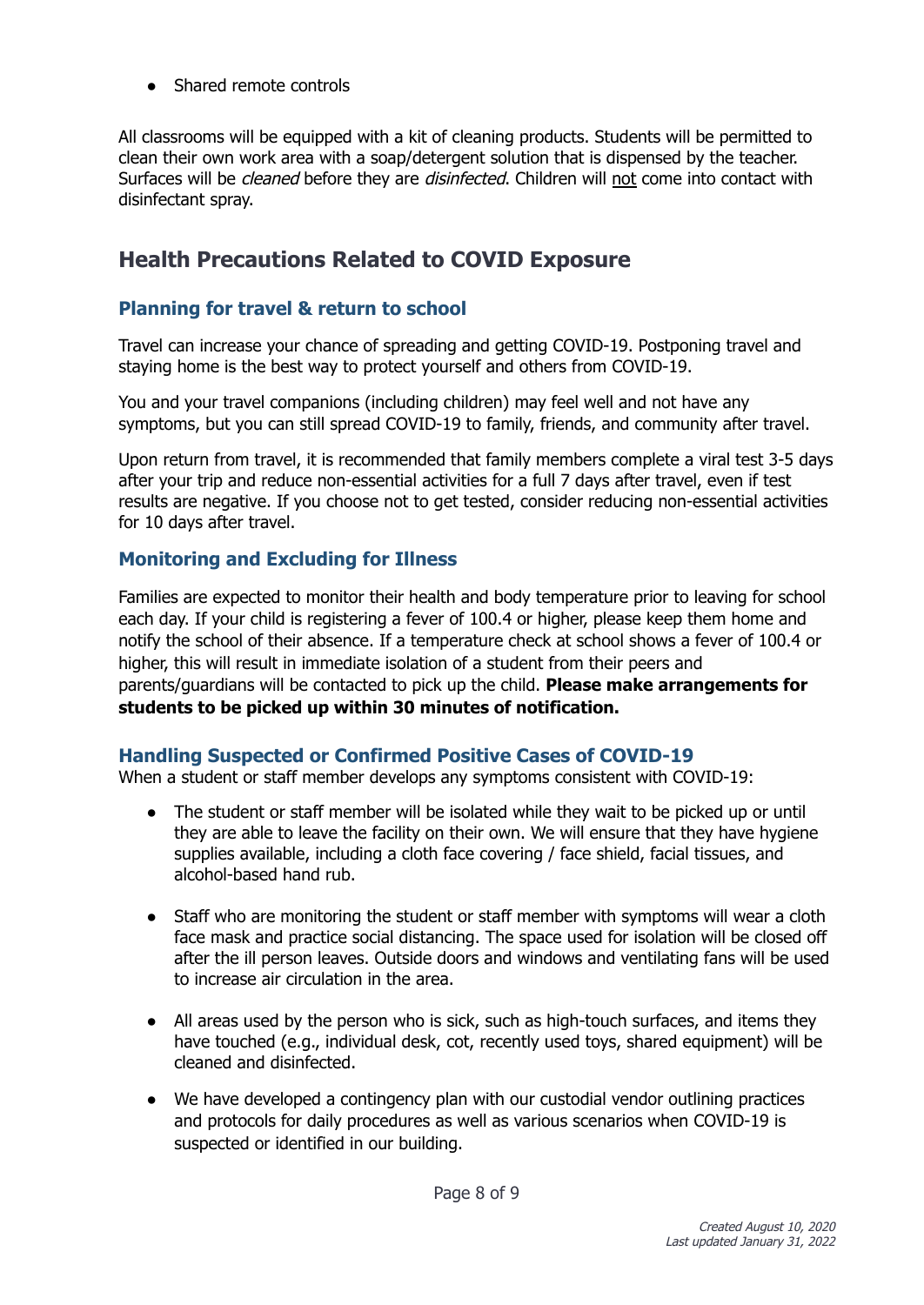- Shared remote controls

All classrooms will be equipped with a kit of cleaning products. Students will be permitted to clean their own work area with a soap/detergent solution that is dispensed by the teacher. Surfaces will be *cleaned* before they are *disinfected*. Children will <u>not</u> come into contact with disinfectant spray.

## Health Precautions Related to COVID Exposure

### Planning for travel & return to school

Travel can increase your chance of spreading and getting COVID-19. Postponing travel and staying home is the best way to protect yourself and others from COVID-19.

You and your travel companions (including children) may feel well and not have any symptoms, but you can still spread COVID-19 to family, friends, and community after travel.

Upon return from travel, it is recommended that family members complete a viral test 3-5 days after your trip and reduce non-essential activities for a full 7 days after travel, even if test results are negative. If you choose not to get tested, consider reducing non-essential activities for 10 days after travel.

### Monitoring and Excluding for Illness

Families are expected to monitor their health and body temperature prior to leaving for school each day. If your child is registering a fever of 100.4 or higher, please keep them home and notify the school of their absence. If a temperature check at school shows a fever of 100.4 or higher, this will result in immediate isolation of a student from their peers and parents/guardians will be contacted to pick up the child. **Please make arrangements for students to be picked up within 30 minutes of notification.**

### Handling Suspected or Confirmed Positive Cases of COVID-19

When a student or staff member develops any symptoms consistent with COVID-19:

- The student or staff member will be isolated while they wait to be picked up or until they are able to leave the facility on their own. We will ensure that they have hygiene supplies available, including a cloth face covering / face shield, facial tissues, and alcohol-based hand rub.
- Staff who are monitoring the student or staff member with symptoms will wear a cloth face mask and practice social distancing. The space used for isolation will be closed off after the ill person leaves. Outside doors and windows and ventilating fans will be used to increase air circulation in the area.
- All areas used by the person who is sick, such as high-touch surfaces, and items they have touched (e.g., individual desk, cot, recently used toys, shared equipment) will be cleaned and disinfected.
- We have developed a contingency plan with our custodial vendor outlining practices and protocols for daily procedures as well as various scenarios when COVID-19 is suspected or identified in our building.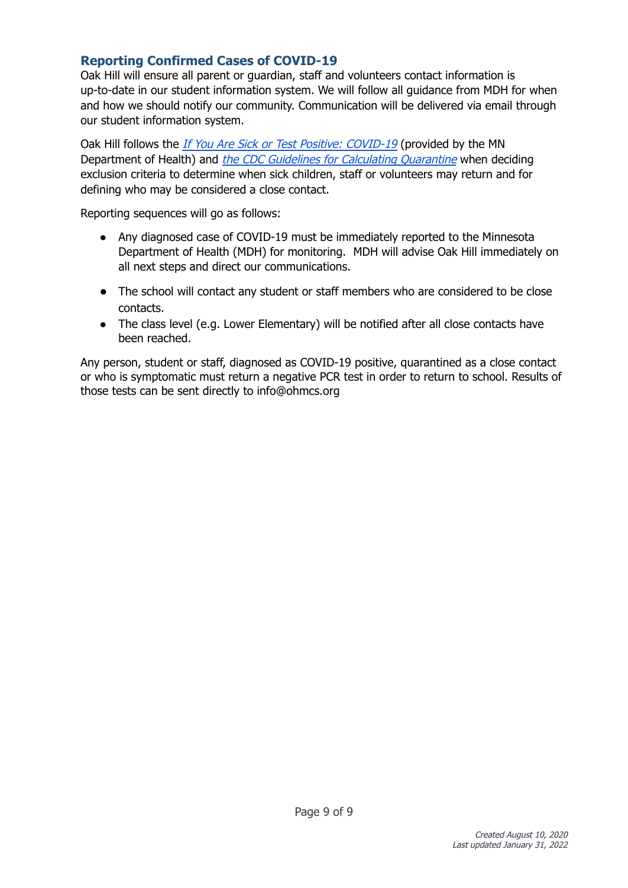## Reporting Confirmed Cases of COVID-19

Oak Hill will ensure all parent or guardian, staff and volunteers contact information is up-to-date in our student information system. We will follow all guidance from MDH for when and how we should notify our community. Communication will be delivered via email through our student information system.

Oak Hill follows the *If You Are Sick or Test Positive: COVID-19* (provided by the MN Department of Health) and *the CDC Guidelines for Calculating Quarantine* when deciding exclusion criteria to determine when sick children, staff or volunteers may return and for defining who may be considered a close contact.

Reporting sequences will go as follows:

- Any diagnosed case of COVID-19 must be immediately reported to the Minnesota Department of Health (MDH) for monitoring. MDH will advise Oak Hill immediately on all next steps and direct our communications.
- The school will contact any student or staff members who are considered to be close contacts.
- The class level (e.g. Lower Elementary) will be notified after all close contacts have been reached.

Any person, student or staff, diagnosed as COVID-19 positive, quarantined as a close contact or who is symptomatic must return a negative PCR test in order to return to school. Results of those tests can be sent directly to info@ohmcs.org

*Created August 10, 2020*
*Last updated January 31, 2022*